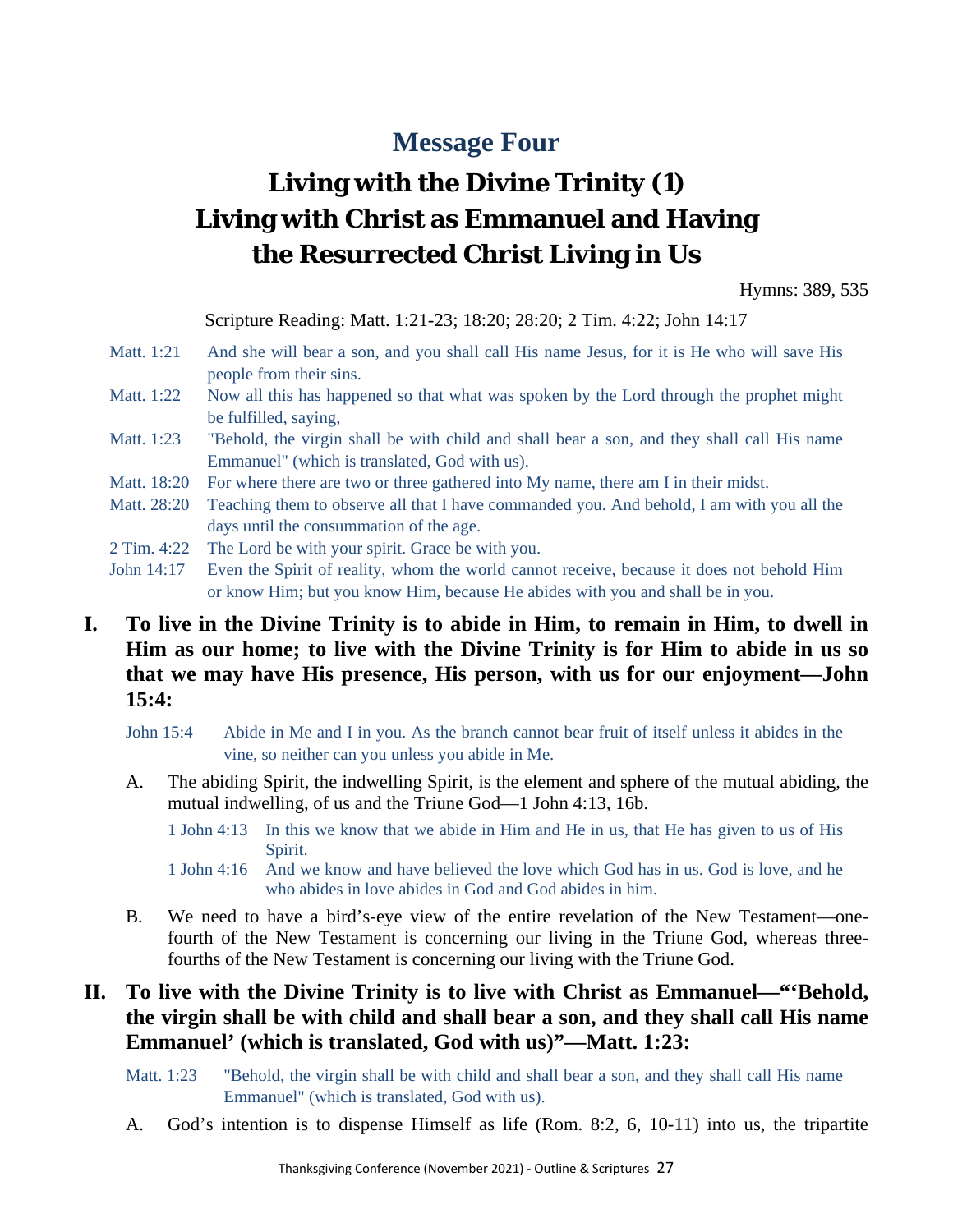## Message Four

# Living with the Divine Trinity (1) Living with Christ as Emmanuel and Having the Resurrected Christ Living in Us

Hymns: 389, 535

Scripture Reading: Matt. 1:21-23; 18:20; 28:20; 2 Tim. 4:22; John 14:17

Matt. 1:21 And she will bear a son, and you shall call His name Jesus, for it is He who will save His people from their sins.

Matt. 1:22 Now all this has happened so that what was spoken by the Lord through the prophet might be fulfilled, saying,

Matt. 1:23 "Behold, the virgin shall be with child and shall bear a son, and they shall call His name Emmanuel" (which is translated, God with us).

Matt. 18:20 For where there are two or three gathered into My name, there am I in their midst.

Matt. 28:20 Teaching them to observe all that I have commanded you. And behold, I am with you all the days until the consummation of the age.

2 Tim. 4:22 The Lord be with your spirit. Grace be with you.

John 14:17 Even the Spirit of reality, whom the world cannot receive, because it does not behold Him or know Him; but you know Him, because He abides with you and shall be in you.

**I. To live in the Divine Trinity is to abide in Him, to remain in Him, to dwell in Him as our home; to live with the Divine Trinity is for Him to abide in us so that we may have His presence, His person, with us for our enjoyment—John 15:4:**

John 15:4 Abide in Me and I in you. As the branch cannot bear fruit of itself unless it abides in the vine, so neither can you unless you abide in Me.

A. The abiding Spirit, the indwelling Spirit, is the element and sphere of the mutual abiding, the mutual indwelling, of us and the Triune God—1 John 4:13, 16b.

1 John 4:13 In this we know that we abide in Him and He in us, that He has given to us of His Spirit.

1 John 4:16 And we know and have believed the love which God has in us. God is love, and he who abides in love abides in God and God abides in him.

B. We need to have a bird's-eye view of the entire revelation of the New Testament—one-fourth of the New Testament is concerning our living in the Triune God, whereas three-fourths of the New Testament is concerning our living with the Triune God.

**II. To live with the Divine Trinity is to live with Christ as Emmanuel—"'Behold, the virgin shall be with child and shall bear a son, and they shall call His name Emmanuel' (which is translated, God with us)"—Matt. 1:23:**

Matt. 1:23 "Behold, the virgin shall be with child and shall bear a son, and they shall call His name Emmanuel" (which is translated, God with us).

A. God's intention is to dispense Himself as life (Rom. 8:2, 6, 10-11) into us, the tripartite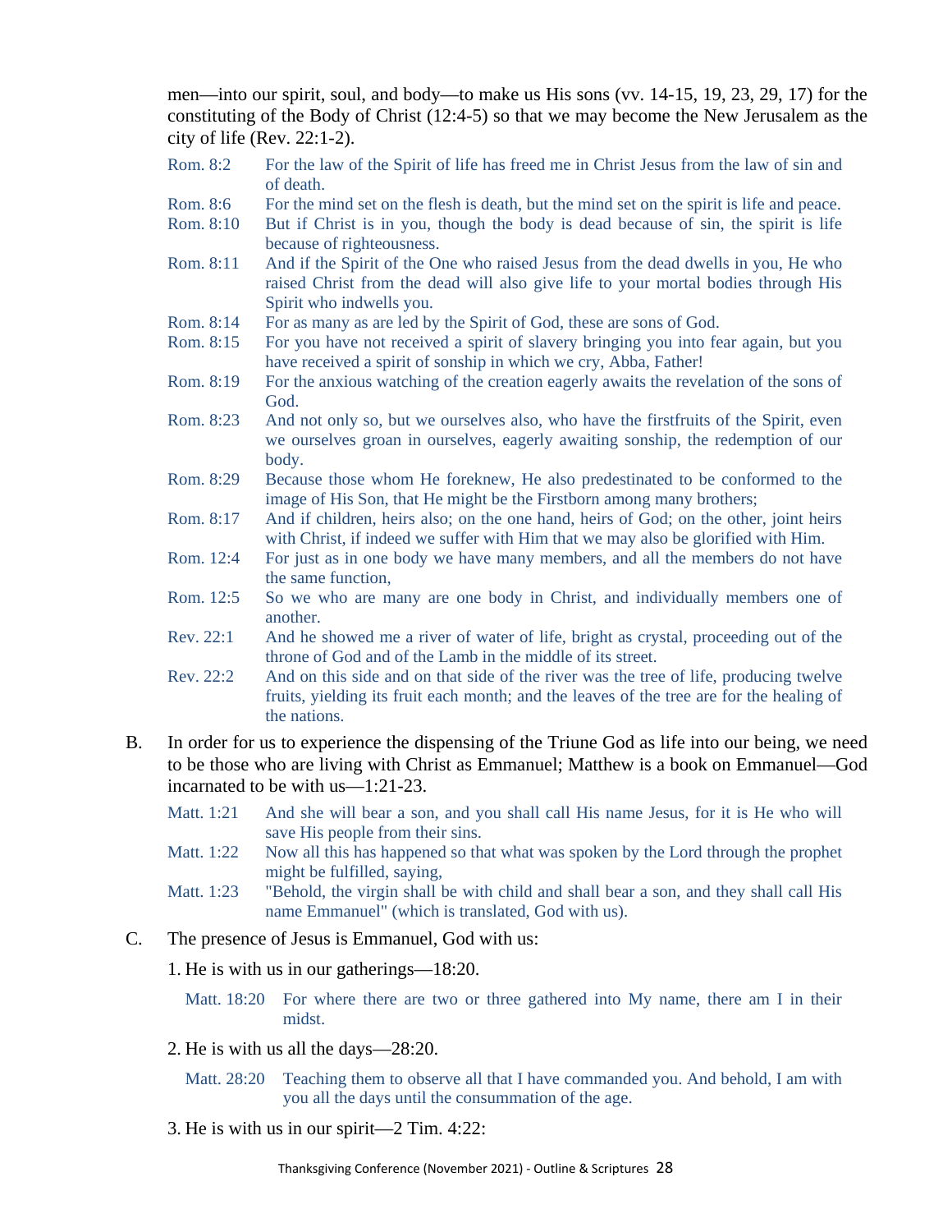men—into our spirit, soul, and body—to make us His sons (vv. 14-15, 19, 23, 29, 17) for the constituting of the Body of Christ (12:4-5) so that we may become the New Jerusalem as the city of life (Rev. 22:1-2).

Rom. 8:2 For the law of the Spirit of life has freed me in Christ Jesus from the law of sin and of death.

Rom. 8:6 For the mind set on the flesh is death, but the mind set on the spirit is life and peace.

Rom. 8:10 But if Christ is in you, though the body is dead because of sin, the spirit is life because of righteousness.

Rom. 8:11 And if the Spirit of the One who raised Jesus from the dead dwells in you, He who raised Christ from the dead will also give life to your mortal bodies through His Spirit who indwells you.

Rom. 8:14 For as many as are led by the Spirit of God, these are sons of God.

Rom. 8:15 For you have not received a spirit of slavery bringing you into fear again, but you have received a spirit of sonship in which we cry, Abba, Father!

Rom. 8:19 For the anxious watching of the creation eagerly awaits the revelation of the sons of God.

Rom. 8:23 And not only so, but we ourselves also, who have the firstfruits of the Spirit, even we ourselves groan in ourselves, eagerly awaiting sonship, the redemption of our body.

Rom. 8:29 Because those whom He foreknew, He also predestinated to be conformed to the image of His Son, that He might be the Firstborn among many brothers;

Rom. 8:17 And if children, heirs also; on the one hand, heirs of God; on the other, joint heirs with Christ, if indeed we suffer with Him that we may also be glorified with Him.

Rom. 12:4 For just as in one body we have many members, and all the members do not have the same function,

Rom. 12:5 So we who are many are one body in Christ, and individually members one of another.

Rev. 22:1 And he showed me a river of water of life, bright as crystal, proceeding out of the throne of God and of the Lamb in the middle of its street.

Rev. 22:2 And on this side and on that side of the river was the tree of life, producing twelve fruits, yielding its fruit each month; and the leaves of the tree are for the healing of the nations.

B. In order for us to experience the dispensing of the Triune God as life into our being, we need to be those who are living with Christ as Emmanuel; Matthew is a book on Emmanuel—God incarnated to be with us—1:21-23.

Matt. 1:21 And she will bear a son, and you shall call His name Jesus, for it is He who will save His people from their sins.

Matt. 1:22 Now all this has happened so that what was spoken by the Lord through the prophet might be fulfilled, saying,

Matt. 1:23 "Behold, the virgin shall be with child and shall bear a son, and they shall call His name Emmanuel" (which is translated, God with us).

C. The presence of Jesus is Emmanuel, God with us:

1. He is with us in our gatherings—18:20.

Matt. 18:20 For where there are two or three gathered into My name, there am I in their midst.

2. He is with us all the days—28:20.

Matt. 28:20 Teaching them to observe all that I have commanded you. And behold, I am with you all the days until the consummation of the age.

3. He is with us in our spirit—2 Tim. 4:22: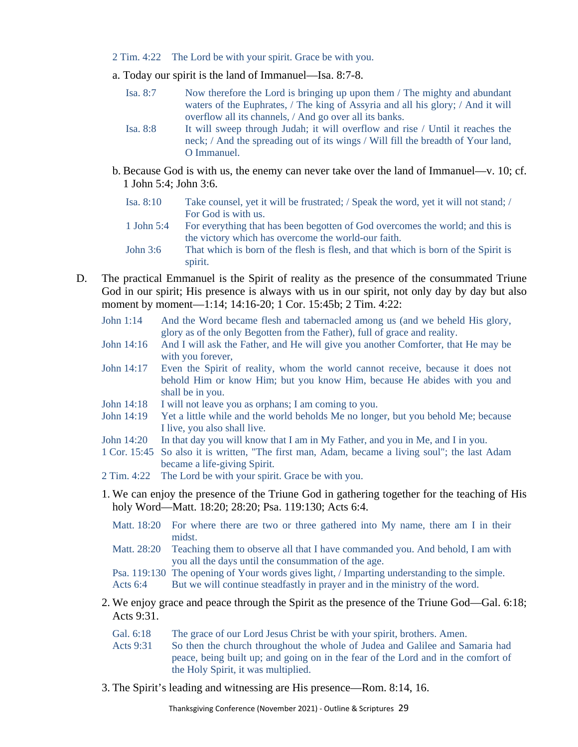2 Tim. 4:22 The Lord be with your spirit. Grace be with you.

a. Today our spirit is the land of Immanuel—Isa. 8:7-8.

Isa. 8:7 Now therefore the Lord is bringing up upon them / The mighty and abundant waters of the Euphrates, / The king of Assyria and all his glory; / And it will overflow all its channels, / And go over all its banks.
Isa. 8:8 It will sweep through Judah; it will overflow and rise / Until it reaches the neck; / And the spreading out of its wings / Will fill the breadth of Your land, O Immanuel.

b. Because God is with us, the enemy can never take over the land of Immanuel—v. 10; cf. 1 John 5:4; John 3:6.

Isa. 8:10 Take counsel, yet it will be frustrated; / Speak the word, yet it will not stand; / For God is with us.
1 John 5:4 For everything that has been begotten of God overcomes the world; and this is the victory which has overcome the world-our faith.
John 3:6 That which is born of the flesh is flesh, and that which is born of the Spirit is spirit.

D. The practical Emmanuel is the Spirit of reality as the presence of the consummated Triune God in our spirit; His presence is always with us in our spirit, not only day by day but also moment by moment—1:14; 14:16-20; 1 Cor. 15:45b; 2 Tim. 4:22:

John 1:14 And the Word became flesh and tabernacled among us (and we beheld His glory, glory as of the only Begotten from the Father), full of grace and reality.
John 14:16 And I will ask the Father, and He will give you another Comforter, that He may be with you forever,
John 14:17 Even the Spirit of reality, whom the world cannot receive, because it does not behold Him or know Him; but you know Him, because He abides with you and shall be in you.
John 14:18 I will not leave you as orphans; I am coming to you.
John 14:19 Yet a little while and the world beholds Me no longer, but you behold Me; because I live, you also shall live.
John 14:20 In that day you will know that I am in My Father, and you in Me, and I in you.
1 Cor. 15:45 So also it is written, "The first man, Adam, became a living soul"; the last Adam became a life-giving Spirit.
2 Tim. 4:22 The Lord be with your spirit. Grace be with you.

1. We can enjoy the presence of the Triune God in gathering together for the teaching of His holy Word—Matt. 18:20; 28:20; Psa. 119:130; Acts 6:4.

Matt. 18:20 For where there are two or three gathered into My name, there am I in their midst.
Matt. 28:20 Teaching them to observe all that I have commanded you. And behold, I am with you all the days until the consummation of the age.
Psa. 119:130 The opening of Your words gives light, / Imparting understanding to the simple.
Acts 6:4 But we will continue steadfastly in prayer and in the ministry of the word.

2. We enjoy grace and peace through the Spirit as the presence of the Triune God—Gal. 6:18; Acts 9:31.

Gal. 6:18 The grace of our Lord Jesus Christ be with your spirit, brothers. Amen.
Acts 9:31 So then the church throughout the whole of Judea and Galilee and Samaria had peace, being built up; and going on in the fear of the Lord and in the comfort of the Holy Spirit, it was multiplied.

3. The Spirit's leading and witnessing are His presence—Rom. 8:14, 16.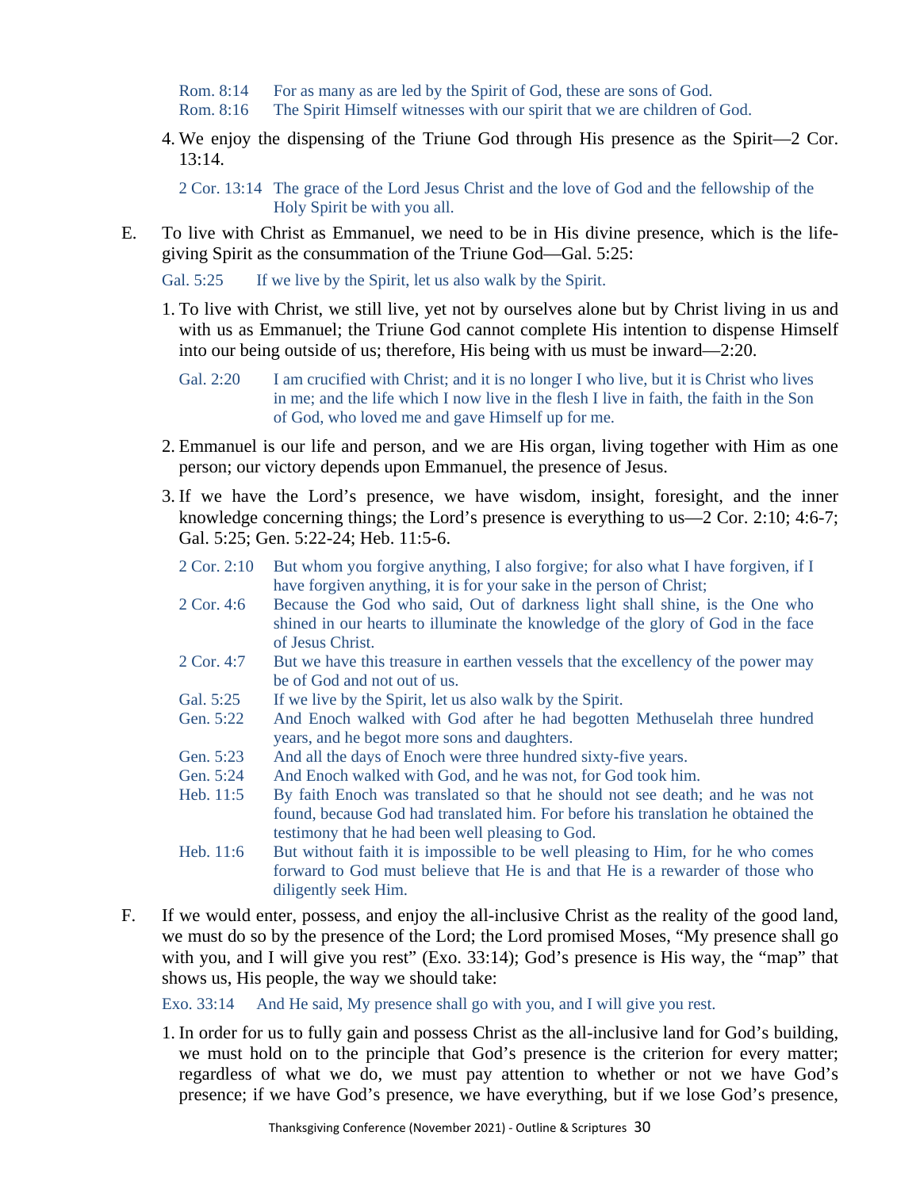Rom. 8:14 For as many as are led by the Spirit of God, these are sons of God.
Rom. 8:16 The Spirit Himself witnesses with our spirit that we are children of God.

4. We enjoy the dispensing of the Triune God through His presence as the Spirit—2 Cor. 13:14.

   2 Cor. 13:14 The grace of the Lord Jesus Christ and the love of God and the fellowship of the Holy Spirit be with you all.

E. To live with Christ as Emmanuel, we need to be in His divine presence, which is the life-giving Spirit as the consummation of the Triune God—Gal. 5:25:

Gal. 5:25 If we live by the Spirit, let us also walk by the Spirit.

1. To live with Christ, we still live, yet not by ourselves alone but by Christ living in us and with us as Emmanuel; the Triune God cannot complete His intention to dispense Himself into our being outside of us; therefore, His being with us must be inward—2:20.

   Gal. 2:20 I am crucified with Christ; and it is no longer I who live, but it is Christ who lives in me; and the life which I now live in the flesh I live in faith, the faith in the Son of God, who loved me and gave Himself up for me.

2. Emmanuel is our life and person, and we are His organ, living together with Him as one person; our victory depends upon Emmanuel, the presence of Jesus.

3. If we have the Lord's presence, we have wisdom, insight, foresight, and the inner knowledge concerning things; the Lord's presence is everything to us—2 Cor. 2:10; 4:6-7; Gal. 5:25; Gen. 5:22-24; Heb. 11:5-6.

   2 Cor. 2:10 But whom you forgive anything, I also forgive; for also what I have forgiven, if I have forgiven anything, it is for your sake in the person of Christ;
   2 Cor. 4:6 Because the God who said, Out of darkness light shall shine, is the One who shined in our hearts to illuminate the knowledge of the glory of God in the face of Jesus Christ.
   2 Cor. 4:7 But we have this treasure in earthen vessels that the excellency of the power may be of God and not out of us.
   Gal. 5:25 If we live by the Spirit, let us also walk by the Spirit.
   Gen. 5:22 And Enoch walked with God after he had begotten Methuselah three hundred years, and he begot more sons and daughters.
   Gen. 5:23 And all the days of Enoch were three hundred sixty-five years.
   Gen. 5:24 And Enoch walked with God, and he was not, for God took him.
   Heb. 11:5 By faith Enoch was translated so that he should not see death; and he was not found, because God had translated him. For before his translation he obtained the testimony that he had been well pleasing to God.
   Heb. 11:6 But without faith it is impossible to be well pleasing to Him, for he who comes forward to God must believe that He is and that He is a rewarder of those who diligently seek Him.

F. If we would enter, possess, and enjoy the all-inclusive Christ as the reality of the good land, we must do so by the presence of the Lord; the Lord promised Moses, "My presence shall go with you, and I will give you rest" (Exo. 33:14); God's presence is His way, the "map" that shows us, His people, the way we should take:

Exo. 33:14 And He said, My presence shall go with you, and I will give you rest.

1. In order for us to fully gain and possess Christ as the all-inclusive land for God's building, we must hold on to the principle that God's presence is the criterion for every matter; regardless of what we do, we must pay attention to whether or not we have God's presence; if we have God's presence, we have everything, but if we lose God's presence,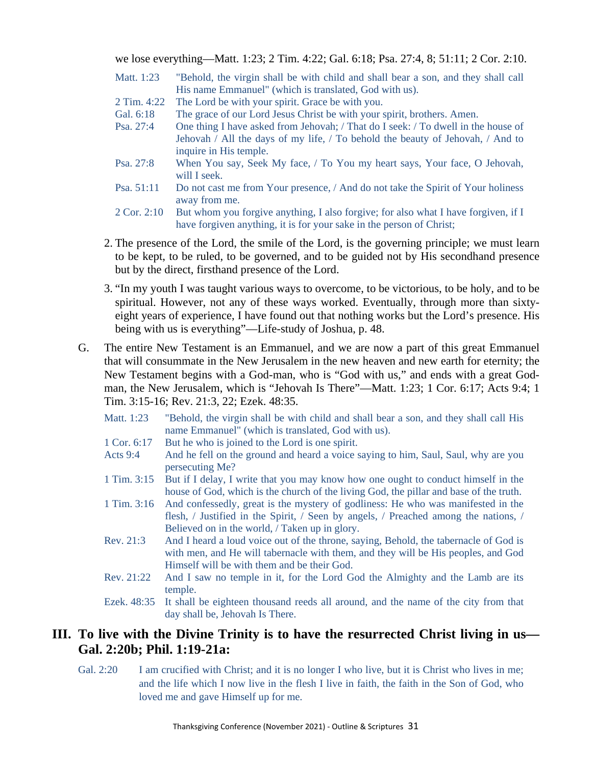we lose everything—Matt. 1:23; 2 Tim. 4:22; Gal. 6:18; Psa. 27:4, 8; 51:11; 2 Cor. 2:10.

| | |
|---|---|
| Matt. 1:23 | "Behold, the virgin shall be with child and shall bear a son, and they shall call His name Emmanuel" (which is translated, God with us). |
| 2 Tim. 4:22 | The Lord be with your spirit. Grace be with you. |
| Gal. 6:18 | The grace of our Lord Jesus Christ be with your spirit, brothers. Amen. |
| Psa. 27:4 | One thing I have asked from Jehovah; / That do I seek: / To dwell in the house of Jehovah / All the days of my life, / To behold the beauty of Jehovah, / And to inquire in His temple. |
| Psa. 27:8 | When You say, Seek My face, / To You my heart says, Your face, O Jehovah, will I seek. |
| Psa. 51:11 | Do not cast me from Your presence, / And do not take the Spirit of Your holiness away from me. |
| 2 Cor. 2:10 | But whom you forgive anything, I also forgive; for also what I have forgiven, if I have forgiven anything, it is for your sake in the person of Christ; |

2. The presence of the Lord, the smile of the Lord, is the governing principle; we must learn to be kept, to be ruled, to be governed, and to be guided not by His secondhand presence but by the direct, firsthand presence of the Lord.

3. "In my youth I was taught various ways to overcome, to be victorious, to be holy, and to be spiritual. However, not any of these ways worked. Eventually, through more than sixty-eight years of experience, I have found out that nothing works but the Lord's presence. His being with us is everything"—Life-study of Joshua, p. 48.

G. The entire New Testament is an Emmanuel, and we are now a part of this great Emmanuel that will consummate in the New Jerusalem in the new heaven and new earth for eternity; the New Testament begins with a God-man, who is "God with us," and ends with a great God-man, the New Jerusalem, which is "Jehovah Is There"—Matt. 1:23; 1 Cor. 6:17; Acts 9:4; 1 Tim. 3:15-16; Rev. 21:3, 22; Ezek. 48:35.

| | |
|---|---|
| Matt. 1:23 | "Behold, the virgin shall be with child and shall bear a son, and they shall call His name Emmanuel" (which is translated, God with us). |
| 1 Cor. 6:17 | But he who is joined to the Lord is one spirit. |
| Acts 9:4 | And he fell on the ground and heard a voice saying to him, Saul, Saul, why are you persecuting Me? |
| 1 Tim. 3:15 | But if I delay, I write that you may know how one ought to conduct himself in the house of God, which is the church of the living God, the pillar and base of the truth. |
| 1 Tim. 3:16 | And confessedly, great is the mystery of godliness: He who was manifested in the flesh, / Justified in the Spirit, / Seen by angels, / Preached among the nations, / Believed on in the world, / Taken up in glory. |
| Rev. 21:3 | And I heard a loud voice out of the throne, saying, Behold, the tabernacle of God is with men, and He will tabernacle with them, and they will be His peoples, and God Himself will be with them and be their God. |
| Rev. 21:22 | And I saw no temple in it, for the Lord God the Almighty and the Lamb are its temple. |
| Ezek. 48:35 | It shall be eighteen thousand reeds all around, and the name of the city from that day shall be, Jehovah Is There. |

## III. To live with the Divine Trinity is to have the resurrected Christ living in us—Gal. 2:20b; Phil. 1:19-21a:

| | |
|---|---|
| Gal. 2:20 | I am crucified with Christ; and it is no longer I who live, but it is Christ who lives in me; and the life which I now live in the flesh I live in faith, the faith in the Son of God, who loved me and gave Himself up for me. |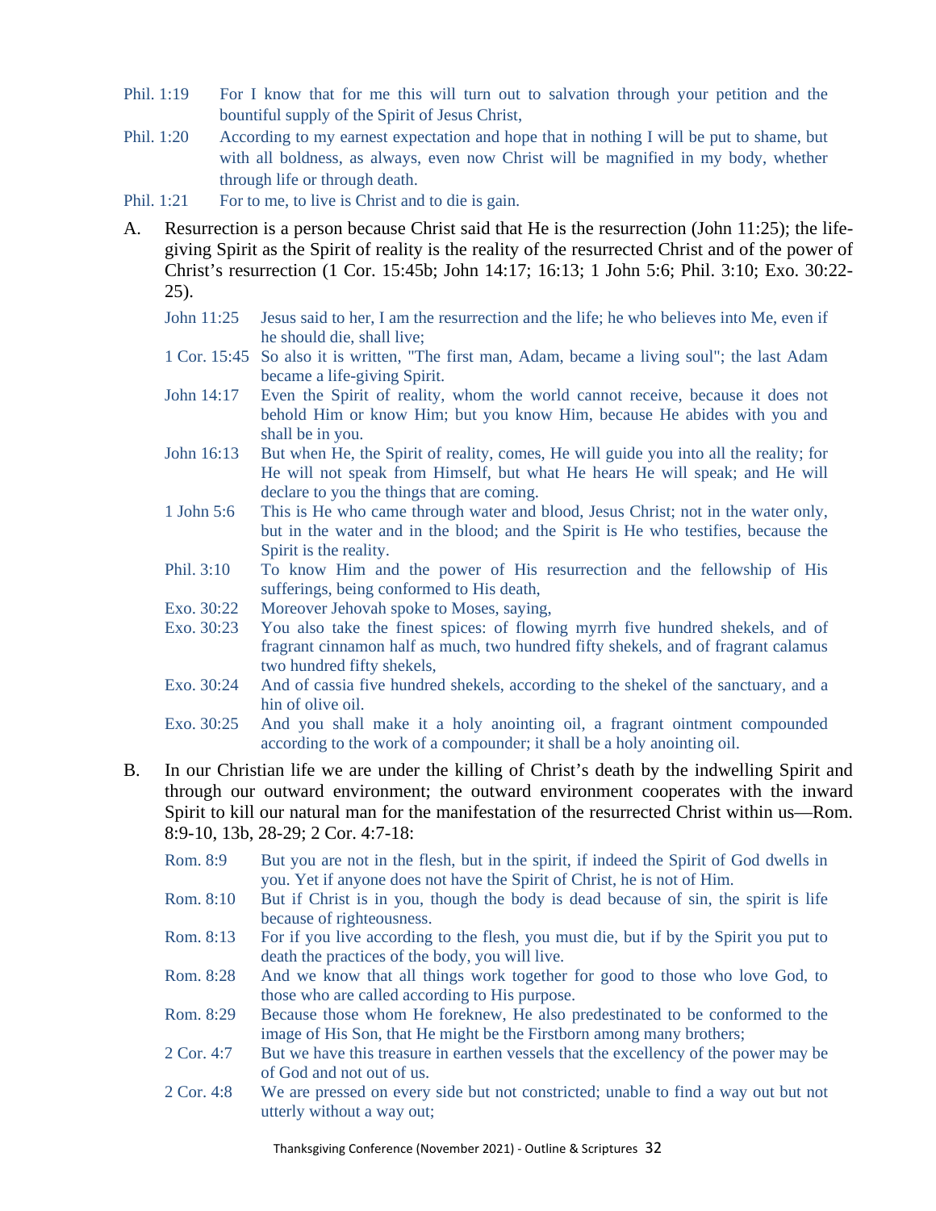Phil. 1:19 For I know that for me this will turn out to salvation through your petition and the bountiful supply of the Spirit of Jesus Christ,

Phil. 1:20 According to my earnest expectation and hope that in nothing I will be put to shame, but with all boldness, as always, even now Christ will be magnified in my body, whether through life or through death.

Phil. 1:21 For to me, to live is Christ and to die is gain.

A. Resurrection is a person because Christ said that He is the resurrection (John 11:25); the life-giving Spirit as the Spirit of reality is the reality of the resurrected Christ and of the power of Christ's resurrection (1 Cor. 15:45b; John 14:17; 16:13; 1 John 5:6; Phil. 3:10; Exo. 30:22-25).

John 11:25 Jesus said to her, I am the resurrection and the life; he who believes into Me, even if he should die, shall live;

1 Cor. 15:45 So also it is written, "The first man, Adam, became a living soul"; the last Adam became a life-giving Spirit.

John 14:17 Even the Spirit of reality, whom the world cannot receive, because it does not behold Him or know Him; but you know Him, because He abides with you and shall be in you.

John 16:13 But when He, the Spirit of reality, comes, He will guide you into all the reality; for He will not speak from Himself, but what He hears He will speak; and He will declare to you the things that are coming.

1 John 5:6 This is He who came through water and blood, Jesus Christ; not in the water only, but in the water and in the blood; and the Spirit is He who testifies, because the Spirit is the reality.

Phil. 3:10 To know Him and the power of His resurrection and the fellowship of His sufferings, being conformed to His death,

Exo. 30:22 Moreover Jehovah spoke to Moses, saying,

Exo. 30:23 You also take the finest spices: of flowing myrrh five hundred shekels, and of fragrant cinnamon half as much, two hundred fifty shekels, and of fragrant calamus two hundred fifty shekels,

Exo. 30:24 And of cassia five hundred shekels, according to the shekel of the sanctuary, and a hin of olive oil.

Exo. 30:25 And you shall make it a holy anointing oil, a fragrant ointment compounded according to the work of a compounder; it shall be a holy anointing oil.

B. In our Christian life we are under the killing of Christ's death by the indwelling Spirit and through our outward environment; the outward environment cooperates with the inward Spirit to kill our natural man for the manifestation of the resurrected Christ within us—Rom. 8:9-10, 13b, 28-29; 2 Cor. 4:7-18:

Rom. 8:9 But you are not in the flesh, but in the spirit, if indeed the Spirit of God dwells in you. Yet if anyone does not have the Spirit of Christ, he is not of Him.

Rom. 8:10 But if Christ is in you, though the body is dead because of sin, the spirit is life because of righteousness.

Rom. 8:13 For if you live according to the flesh, you must die, but if by the Spirit you put to death the practices of the body, you will live.

Rom. 8:28 And we know that all things work together for good to those who love God, to those who are called according to His purpose.

Rom. 8:29 Because those whom He foreknew, He also predestinated to be conformed to the image of His Son, that He might be the Firstborn among many brothers;

2 Cor. 4:7 But we have this treasure in earthen vessels that the excellency of the power may be of God and not out of us.

2 Cor. 4:8 We are pressed on every side but not constricted; unable to find a way out but not utterly without a way out;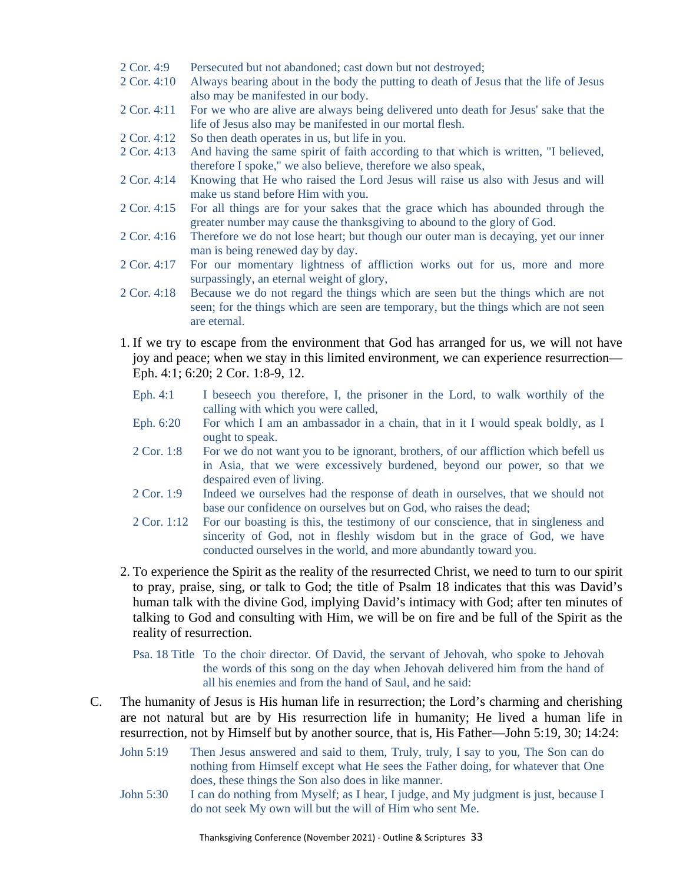2 Cor. 4:9 Persecuted but not abandoned; cast down but not destroyed;

2 Cor. 4:10 Always bearing about in the body the putting to death of Jesus that the life of Jesus also may be manifested in our body.

2 Cor. 4:11 For we who are alive are always being delivered unto death for Jesus' sake that the life of Jesus also may be manifested in our mortal flesh.

2 Cor. 4:12 So then death operates in us, but life in you.

2 Cor. 4:13 And having the same spirit of faith according to that which is written, "I believed, therefore I spoke," we also believe, therefore we also speak,

2 Cor. 4:14 Knowing that He who raised the Lord Jesus will raise us also with Jesus and will make us stand before Him with you.

2 Cor. 4:15 For all things are for your sakes that the grace which has abounded through the greater number may cause the thanksgiving to abound to the glory of God.

2 Cor. 4:16 Therefore we do not lose heart; but though our outer man is decaying, yet our inner man is being renewed day by day.

2 Cor. 4:17 For our momentary lightness of affliction works out for us, more and more surpassingly, an eternal weight of glory,

2 Cor. 4:18 Because we do not regard the things which are seen but the things which are not seen; for the things which are seen are temporary, but the things which are not seen are eternal.

1. If we try to escape from the environment that God has arranged for us, we will not have joy and peace; when we stay in this limited environment, we can experience resurrection—Eph. 4:1; 6:20; 2 Cor. 1:8-9, 12.

   Eph. 4:1 I beseech you therefore, I, the prisoner in the Lord, to walk worthily of the calling with which you were called,

   Eph. 6:20 For which I am an ambassador in a chain, that in it I would speak boldly, as I ought to speak.

   2 Cor. 1:8 For we do not want you to be ignorant, brothers, of our affliction which befell us in Asia, that we were excessively burdened, beyond our power, so that we despaired even of living.

   2 Cor. 1:9 Indeed we ourselves had the response of death in ourselves, that we should not base our confidence on ourselves but on God, who raises the dead;

   2 Cor. 1:12 For our boasting is this, the testimony of our conscience, that in singleness and sincerity of God, not in fleshly wisdom but in the grace of God, we have conducted ourselves in the world, and more abundantly toward you.

2. To experience the Spirit as the reality of the resurrected Christ, we need to turn to our spirit to pray, praise, sing, or talk to God; the title of Psalm 18 indicates that this was David's human talk with the divine God, implying David's intimacy with God; after ten minutes of talking to God and consulting with Him, we will be on fire and be full of the Spirit as the reality of resurrection.

   Psa. 18 Title To the choir director. Of David, the servant of Jehovah, who spoke to Jehovah the words of this song on the day when Jehovah delivered him from the hand of all his enemies and from the hand of Saul, and he said:

C. The humanity of Jesus is His human life in resurrection; the Lord's charming and cherishing are not natural but are by His resurrection life in humanity; He lived a human life in resurrection, not by Himself but by another source, that is, His Father—John 5:19, 30; 14:24:

John 5:19 Then Jesus answered and said to them, Truly, truly, I say to you, The Son can do nothing from Himself except what He sees the Father doing, for whatever that One does, these things the Son also does in like manner.

John 5:30 I can do nothing from Myself; as I hear, I judge, and My judgment is just, because I do not seek My own will but the will of Him who sent Me.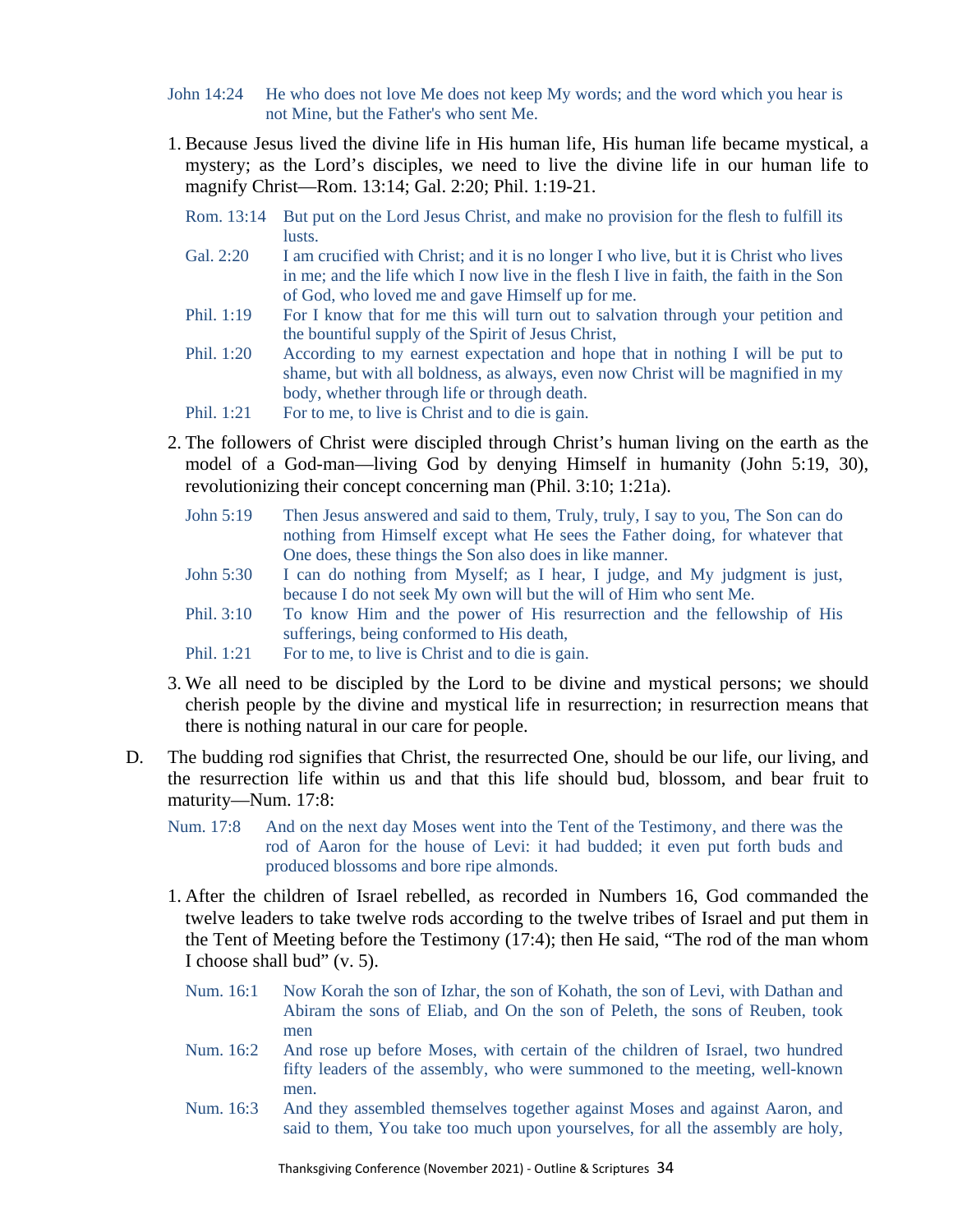John 14:24 He who does not love Me does not keep My words; and the word which you hear is not Mine, but the Father's who sent Me.

1. Because Jesus lived the divine life in His human life, His human life became mystical, a mystery; as the Lord's disciples, we need to live the divine life in our human life to magnify Christ—Rom. 13:14; Gal. 2:20; Phil. 1:19-21.

   Rom. 13:14 But put on the Lord Jesus Christ, and make no provision for the flesh to fulfill its lusts.
   Gal. 2:20 I am crucified with Christ; and it is no longer I who live, but it is Christ who lives in me; and the life which I now live in the flesh I live in faith, the faith in the Son of God, who loved me and gave Himself up for me.
   Phil. 1:19 For I know that for me this will turn out to salvation through your petition and the bountiful supply of the Spirit of Jesus Christ,
   Phil. 1:20 According to my earnest expectation and hope that in nothing I will be put to shame, but with all boldness, as always, even now Christ will be magnified in my body, whether through life or through death.
   Phil. 1:21 For to me, to live is Christ and to die is gain.

2. The followers of Christ were discipled through Christ's human living on the earth as the model of a God-man—living God by denying Himself in humanity (John 5:19, 30), revolutionizing their concept concerning man (Phil. 3:10; 1:21a).

   John 5:19 Then Jesus answered and said to them, Truly, truly, I say to you, The Son can do nothing from Himself except what He sees the Father doing, for whatever that One does, these things the Son also does in like manner.
   John 5:30 I can do nothing from Myself; as I hear, I judge, and My judgment is just, because I do not seek My own will but the will of Him who sent Me.
   Phil. 3:10 To know Him and the power of His resurrection and the fellowship of His sufferings, being conformed to His death,
   Phil. 1:21 For to me, to live is Christ and to die is gain.

3. We all need to be discipled by the Lord to be divine and mystical persons; we should cherish people by the divine and mystical life in resurrection; in resurrection means that there is nothing natural in our care for people.

D. The budding rod signifies that Christ, the resurrected One, should be our life, our living, and the resurrection life within us and that this life should bud, blossom, and bear fruit to maturity—Num. 17:8:

Num. 17:8 And on the next day Moses went into the Tent of the Testimony, and there was the rod of Aaron for the house of Levi: it had budded; it even put forth buds and produced blossoms and bore ripe almonds.

1. After the children of Israel rebelled, as recorded in Numbers 16, God commanded the twelve leaders to take twelve rods according to the twelve tribes of Israel and put them in the Tent of Meeting before the Testimony (17:4); then He said, "The rod of the man whom I choose shall bud" (v. 5).

   Num. 16:1 Now Korah the son of Izhar, the son of Kohath, the son of Levi, with Dathan and Abiram the sons of Eliab, and On the son of Peleth, the sons of Reuben, took men
   Num. 16:2 And rose up before Moses, with certain of the children of Israel, two hundred fifty leaders of the assembly, who were summoned to the meeting, well-known men.
   Num. 16:3 And they assembled themselves together against Moses and against Aaron, and said to them, You take too much upon yourselves, for all the assembly are holy,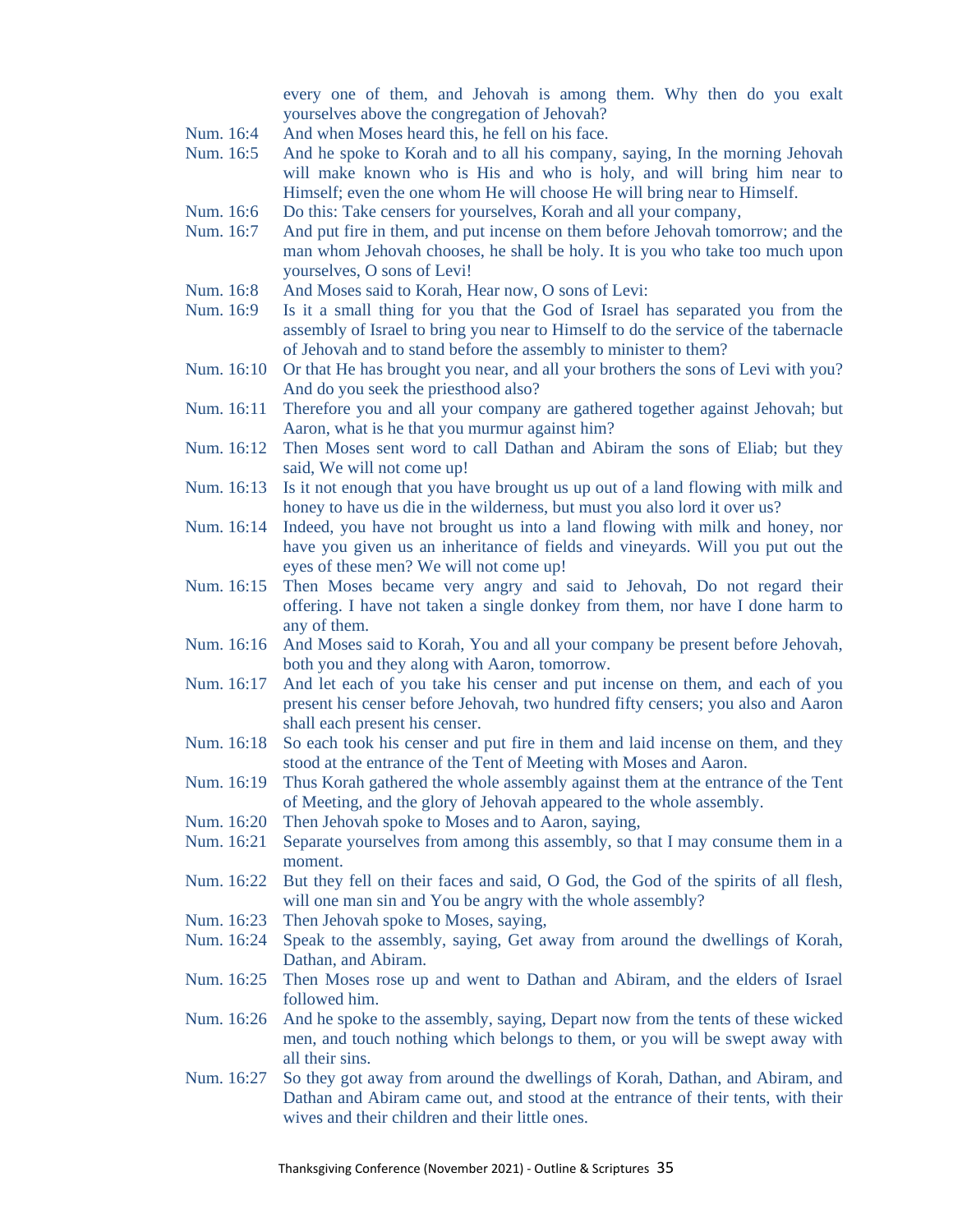every one of them, and Jehovah is among them. Why then do you exalt yourselves above the congregation of Jehovah?

Num. 16:4 And when Moses heard this, he fell on his face.

Num. 16:5 And he spoke to Korah and to all his company, saying, In the morning Jehovah will make known who is His and who is holy, and will bring him near to Himself; even the one whom He will choose He will bring near to Himself.

Num. 16:6 Do this: Take censers for yourselves, Korah and all your company,

Num. 16:7 And put fire in them, and put incense on them before Jehovah tomorrow; and the man whom Jehovah chooses, he shall be holy. It is you who take too much upon yourselves, O sons of Levi!

Num. 16:8 And Moses said to Korah, Hear now, O sons of Levi:

Num. 16:9 Is it a small thing for you that the God of Israel has separated you from the assembly of Israel to bring you near to Himself to do the service of the tabernacle of Jehovah and to stand before the assembly to minister to them?

Num. 16:10 Or that He has brought you near, and all your brothers the sons of Levi with you? And do you seek the priesthood also?

Num. 16:11 Therefore you and all your company are gathered together against Jehovah; but Aaron, what is he that you murmur against him?

Num. 16:12 Then Moses sent word to call Dathan and Abiram the sons of Eliab; but they said, We will not come up!

Num. 16:13 Is it not enough that you have brought us up out of a land flowing with milk and honey to have us die in the wilderness, but must you also lord it over us?

Num. 16:14 Indeed, you have not brought us into a land flowing with milk and honey, nor have you given us an inheritance of fields and vineyards. Will you put out the eyes of these men? We will not come up!

Num. 16:15 Then Moses became very angry and said to Jehovah, Do not regard their offering. I have not taken a single donkey from them, nor have I done harm to any of them.

Num. 16:16 And Moses said to Korah, You and all your company be present before Jehovah, both you and they along with Aaron, tomorrow.

Num. 16:17 And let each of you take his censer and put incense on them, and each of you present his censer before Jehovah, two hundred fifty censers; you also and Aaron shall each present his censer.

Num. 16:18 So each took his censer and put fire in them and laid incense on them, and they stood at the entrance of the Tent of Meeting with Moses and Aaron.

Num. 16:19 Thus Korah gathered the whole assembly against them at the entrance of the Tent of Meeting, and the glory of Jehovah appeared to the whole assembly.

Num. 16:20 Then Jehovah spoke to Moses and to Aaron, saying,

Num. 16:21 Separate yourselves from among this assembly, so that I may consume them in a moment.

Num. 16:22 But they fell on their faces and said, O God, the God of the spirits of all flesh, will one man sin and You be angry with the whole assembly?

Num. 16:23 Then Jehovah spoke to Moses, saying,

Num. 16:24 Speak to the assembly, saying, Get away from around the dwellings of Korah, Dathan, and Abiram.

Num. 16:25 Then Moses rose up and went to Dathan and Abiram, and the elders of Israel followed him.

Num. 16:26 And he spoke to the assembly, saying, Depart now from the tents of these wicked men, and touch nothing which belongs to them, or you will be swept away with all their sins.

Num. 16:27 So they got away from around the dwellings of Korah, Dathan, and Abiram, and Dathan and Abiram came out, and stood at the entrance of their tents, with their wives and their children and their little ones.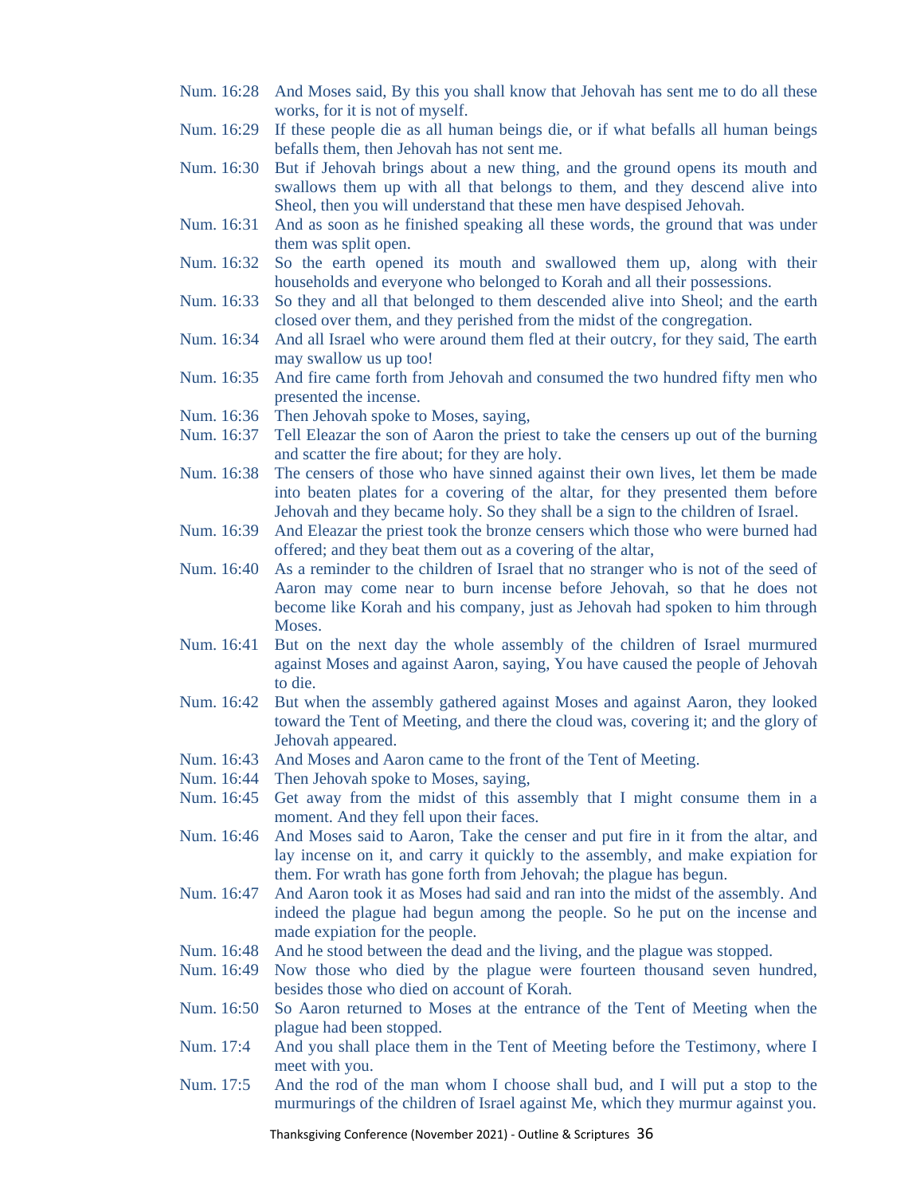Num. 16:28 And Moses said, By this you shall know that Jehovah has sent me to do all these works, for it is not of myself.

Num. 16:29 If these people die as all human beings die, or if what befalls all human beings befalls them, then Jehovah has not sent me.

Num. 16:30 But if Jehovah brings about a new thing, and the ground opens its mouth and swallows them up with all that belongs to them, and they descend alive into Sheol, then you will understand that these men have despised Jehovah.

Num. 16:31 And as soon as he finished speaking all these words, the ground that was under them was split open.

Num. 16:32 So the earth opened its mouth and swallowed them up, along with their households and everyone who belonged to Korah and all their possessions.

Num. 16:33 So they and all that belonged to them descended alive into Sheol; and the earth closed over them, and they perished from the midst of the congregation.

Num. 16:34 And all Israel who were around them fled at their outcry, for they said, The earth may swallow us up too!

Num. 16:35 And fire came forth from Jehovah and consumed the two hundred fifty men who presented the incense.

Num. 16:36 Then Jehovah spoke to Moses, saying,

Num. 16:37 Tell Eleazar the son of Aaron the priest to take the censers up out of the burning and scatter the fire about; for they are holy.

Num. 16:38 The censers of those who have sinned against their own lives, let them be made into beaten plates for a covering of the altar, for they presented them before Jehovah and they became holy. So they shall be a sign to the children of Israel.

Num. 16:39 And Eleazar the priest took the bronze censers which those who were burned had offered; and they beat them out as a covering of the altar,

Num. 16:40 As a reminder to the children of Israel that no stranger who is not of the seed of Aaron may come near to burn incense before Jehovah, so that he does not become like Korah and his company, just as Jehovah had spoken to him through Moses.

Num. 16:41 But on the next day the whole assembly of the children of Israel murmured against Moses and against Aaron, saying, You have caused the people of Jehovah to die.

Num. 16:42 But when the assembly gathered against Moses and against Aaron, they looked toward the Tent of Meeting, and there the cloud was, covering it; and the glory of Jehovah appeared.

Num. 16:43 And Moses and Aaron came to the front of the Tent of Meeting.

Num. 16:44 Then Jehovah spoke to Moses, saying,

Num. 16:45 Get away from the midst of this assembly that I might consume them in a moment. And they fell upon their faces.

Num. 16:46 And Moses said to Aaron, Take the censer and put fire in it from the altar, and lay incense on it, and carry it quickly to the assembly, and make expiation for them. For wrath has gone forth from Jehovah; the plague has begun.

Num. 16:47 And Aaron took it as Moses had said and ran into the midst of the assembly. And indeed the plague had begun among the people. So he put on the incense and made expiation for the people.

Num. 16:48 And he stood between the dead and the living, and the plague was stopped.

Num. 16:49 Now those who died by the plague were fourteen thousand seven hundred, besides those who died on account of Korah.

Num. 16:50 So Aaron returned to Moses at the entrance of the Tent of Meeting when the plague had been stopped.

Num. 17:4 And you shall place them in the Tent of Meeting before the Testimony, where I meet with you.

Num. 17:5 And the rod of the man whom I choose shall bud, and I will put a stop to the murmurings of the children of Israel against Me, which they murmur against you.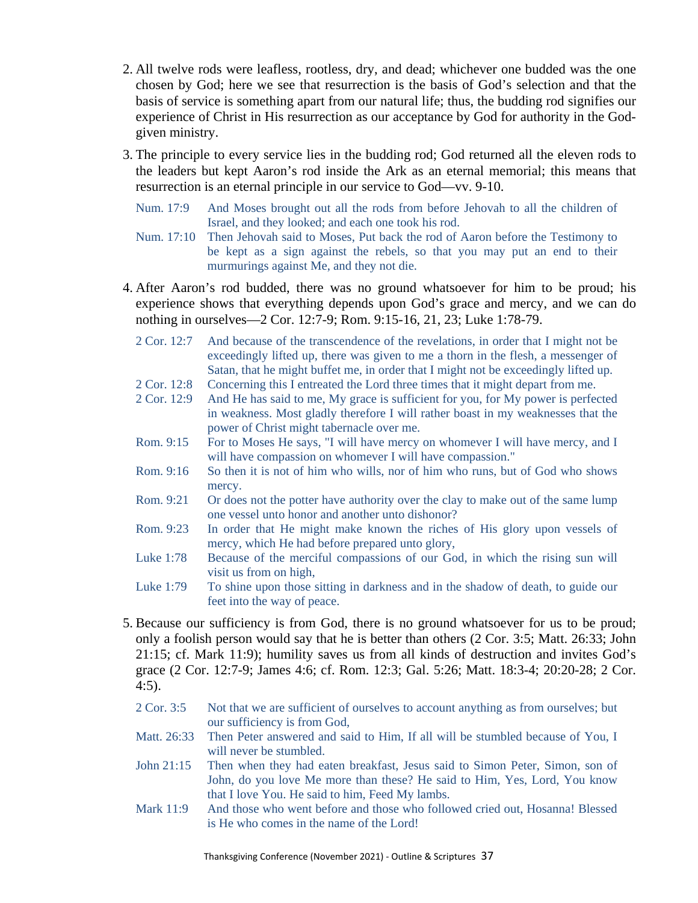2. All twelve rods were leafless, rootless, dry, and dead; whichever one budded was the one chosen by God; here we see that resurrection is the basis of God's selection and that the basis of service is something apart from our natural life; thus, the budding rod signifies our experience of Christ in His resurrection as our acceptance by God for authority in the God-given ministry.

3. The principle to every service lies in the budding rod; God returned all the eleven rods to the leaders but kept Aaron's rod inside the Ark as an eternal memorial; this means that resurrection is an eternal principle in our service to God—vv. 9-10.

   Num. 17:9 And Moses brought out all the rods from before Jehovah to all the children of Israel, and they looked; and each one took his rod.
   Num. 17:10 Then Jehovah said to Moses, Put back the rod of Aaron before the Testimony to be kept as a sign against the rebels, so that you may put an end to their murmurings against Me, and they not die.

4. After Aaron's rod budded, there was no ground whatsoever for him to be proud; his experience shows that everything depends upon God's grace and mercy, and we can do nothing in ourselves—2 Cor. 12:7-9; Rom. 9:15-16, 21, 23; Luke 1:78-79.

   2 Cor. 12:7 And because of the transcendence of the revelations, in order that I might not be exceedingly lifted up, there was given to me a thorn in the flesh, a messenger of Satan, that he might buffet me, in order that I might not be exceedingly lifted up.
   2 Cor. 12:8 Concerning this I entreated the Lord three times that it might depart from me.
   2 Cor. 12:9 And He has said to me, My grace is sufficient for you, for My power is perfected in weakness. Most gladly therefore I will rather boast in my weaknesses that the power of Christ might tabernacle over me.
   Rom. 9:15 For to Moses He says, "I will have mercy on whomever I will have mercy, and I will have compassion on whomever I will have compassion."
   Rom. 9:16 So then it is not of him who wills, nor of him who runs, but of God who shows mercy.
   Rom. 9:21 Or does not the potter have authority over the clay to make out of the same lump one vessel unto honor and another unto dishonor?
   Rom. 9:23 In order that He might make known the riches of His glory upon vessels of mercy, which He had before prepared unto glory,
   Luke 1:78 Because of the merciful compassions of our God, in which the rising sun will visit us from on high,
   Luke 1:79 To shine upon those sitting in darkness and in the shadow of death, to guide our feet into the way of peace.

5. Because our sufficiency is from God, there is no ground whatsoever for us to be proud; only a foolish person would say that he is better than others (2 Cor. 3:5; Matt. 26:33; John 21:15; cf. Mark 11:9); humility saves us from all kinds of destruction and invites God's grace (2 Cor. 12:7-9; James 4:6; cf. Rom. 12:3; Gal. 5:26; Matt. 18:3-4; 20:20-28; 2 Cor. 4:5).

   2 Cor. 3:5 Not that we are sufficient of ourselves to account anything as from ourselves; but our sufficiency is from God,
   Matt. 26:33 Then Peter answered and said to Him, If all will be stumbled because of You, I will never be stumbled.
   John 21:15 Then when they had eaten breakfast, Jesus said to Simon Peter, Simon, son of John, do you love Me more than these? He said to Him, Yes, Lord, You know that I love You. He said to him, Feed My lambs.
   Mark 11:9 And those who went before and those who followed cried out, Hosanna! Blessed is He who comes in the name of the Lord!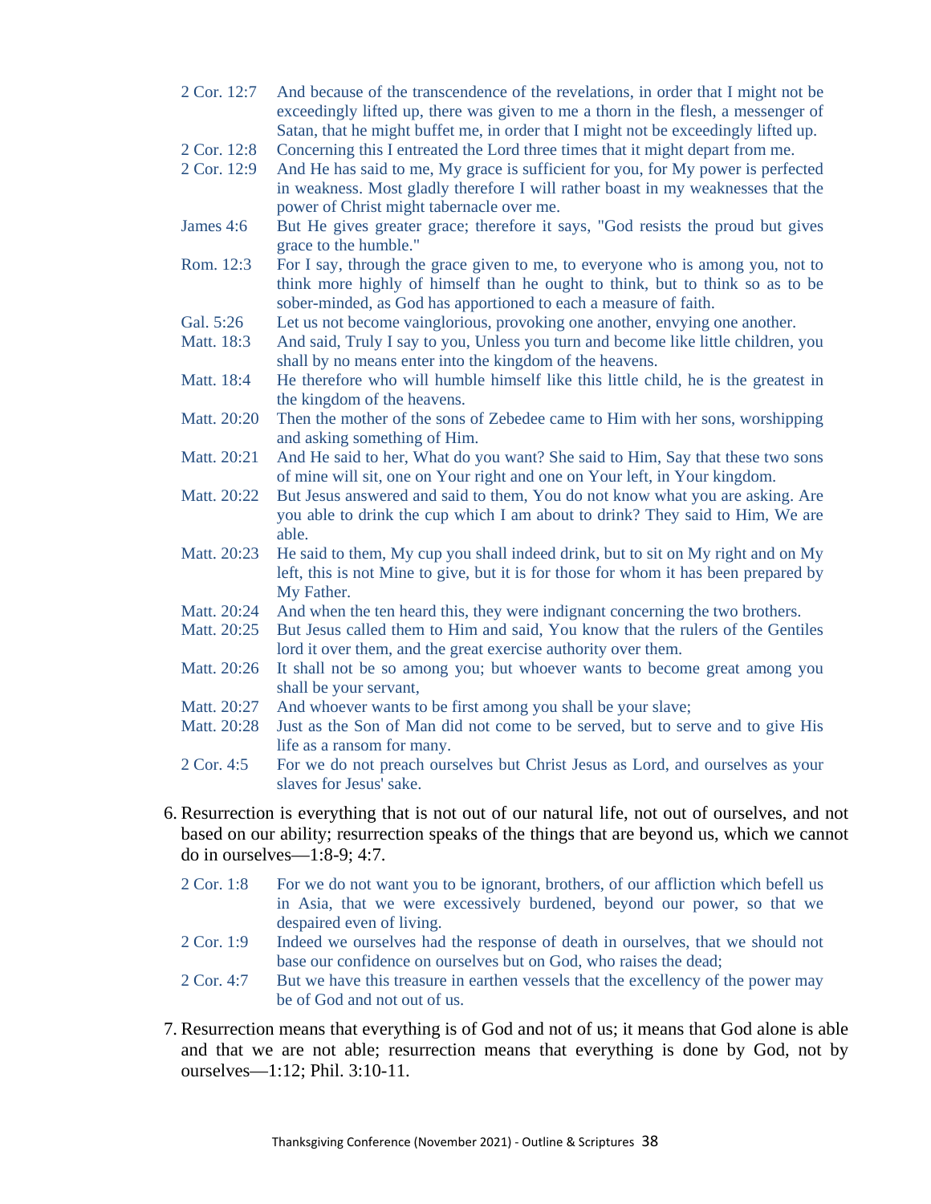2 Cor. 12:7 And because of the transcendence of the revelations, in order that I might not be exceedingly lifted up, there was given to me a thorn in the flesh, a messenger of Satan, that he might buffet me, in order that I might not be exceedingly lifted up.

2 Cor. 12:8 Concerning this I entreated the Lord three times that it might depart from me.

2 Cor. 12:9 And He has said to me, My grace is sufficient for you, for My power is perfected in weakness. Most gladly therefore I will rather boast in my weaknesses that the power of Christ might tabernacle over me.

James 4:6 But He gives greater grace; therefore it says, "God resists the proud but gives grace to the humble."

Rom. 12:3 For I say, through the grace given to me, to everyone who is among you, not to think more highly of himself than he ought to think, but to think so as to be sober-minded, as God has apportioned to each a measure of faith.

Gal. 5:26 Let us not become vainglorious, provoking one another, envying one another.

Matt. 18:3 And said, Truly I say to you, Unless you turn and become like little children, you shall by no means enter into the kingdom of the heavens.

Matt. 18:4 He therefore who will humble himself like this little child, he is the greatest in the kingdom of the heavens.

Matt. 20:20 Then the mother of the sons of Zebedee came to Him with her sons, worshipping and asking something of Him.

Matt. 20:21 And He said to her, What do you want? She said to Him, Say that these two sons of mine will sit, one on Your right and one on Your left, in Your kingdom.

Matt. 20:22 But Jesus answered and said to them, You do not know what you are asking. Are you able to drink the cup which I am about to drink? They said to Him, We are able.

Matt. 20:23 He said to them, My cup you shall indeed drink, but to sit on My right and on My left, this is not Mine to give, but it is for those for whom it has been prepared by My Father.

Matt. 20:24 And when the ten heard this, they were indignant concerning the two brothers.

Matt. 20:25 But Jesus called them to Him and said, You know that the rulers of the Gentiles lord it over them, and the great exercise authority over them.

Matt. 20:26 It shall not be so among you; but whoever wants to become great among you shall be your servant,

Matt. 20:27 And whoever wants to be first among you shall be your slave;

Matt. 20:28 Just as the Son of Man did not come to be served, but to serve and to give His life as a ransom for many.

2 Cor. 4:5 For we do not preach ourselves but Christ Jesus as Lord, and ourselves as your slaves for Jesus' sake.

6. Resurrection is everything that is not out of our natural life, not out of ourselves, and not based on our ability; resurrection speaks of the things that are beyond us, which we cannot do in ourselves—1:8-9; 4:7.

2 Cor. 1:8 For we do not want you to be ignorant, brothers, of our affliction which befell us in Asia, that we were excessively burdened, beyond our power, so that we despaired even of living.

2 Cor. 1:9 Indeed we ourselves had the response of death in ourselves, that we should not base our confidence on ourselves but on God, who raises the dead;

2 Cor. 4:7 But we have this treasure in earthen vessels that the excellency of the power may be of God and not out of us.

7. Resurrection means that everything is of God and not of us; it means that God alone is able and that we are not able; resurrection means that everything is done by God, not by ourselves—1:12; Phil. 3:10-11.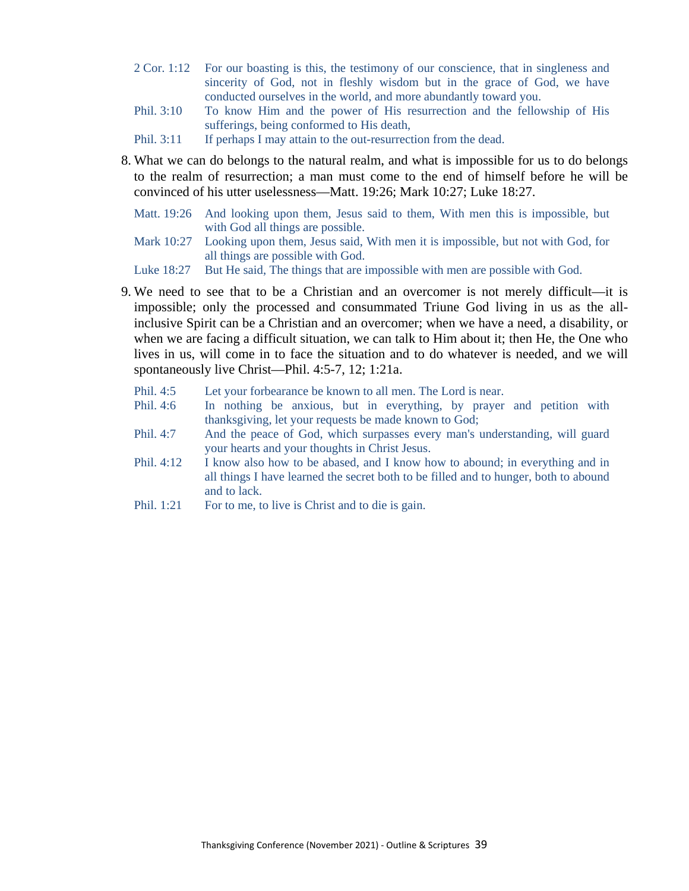2 Cor. 1:12 For our boasting is this, the testimony of our conscience, that in singleness and sincerity of God, not in fleshly wisdom but in the grace of God, we have conducted ourselves in the world, and more abundantly toward you.

Phil. 3:10 To know Him and the power of His resurrection and the fellowship of His sufferings, being conformed to His death,

Phil. 3:11 If perhaps I may attain to the out-resurrection from the dead.

8. What we can do belongs to the natural realm, and what is impossible for us to do belongs to the realm of resurrection; a man must come to the end of himself before he will be convinced of his utter uselessness—Matt. 19:26; Mark 10:27; Luke 18:27.

Matt. 19:26 And looking upon them, Jesus said to them, With men this is impossible, but with God all things are possible.

Mark 10:27 Looking upon them, Jesus said, With men it is impossible, but not with God, for all things are possible with God.

Luke 18:27 But He said, The things that are impossible with men are possible with God.

9. We need to see that to be a Christian and an overcomer is not merely difficult—it is impossible; only the processed and consummated Triune God living in us as the all-inclusive Spirit can be a Christian and an overcomer; when we have a need, a disability, or when we are facing a difficult situation, we can talk to Him about it; then He, the One who lives in us, will come in to face the situation and to do whatever is needed, and we will spontaneously live Christ—Phil. 4:5-7, 12; 1:21a.

Phil. 4:5 Let your forbearance be known to all men. The Lord is near.

Phil. 4:6 In nothing be anxious, but in everything, by prayer and petition with thanksgiving, let your requests be made known to God;

Phil. 4:7 And the peace of God, which surpasses every man's understanding, will guard your hearts and your thoughts in Christ Jesus.

Phil. 4:12 I know also how to be abased, and I know how to abound; in everything and in all things I have learned the secret both to be filled and to hunger, both to abound and to lack.

Phil. 1:21 For to me, to live is Christ and to die is gain.